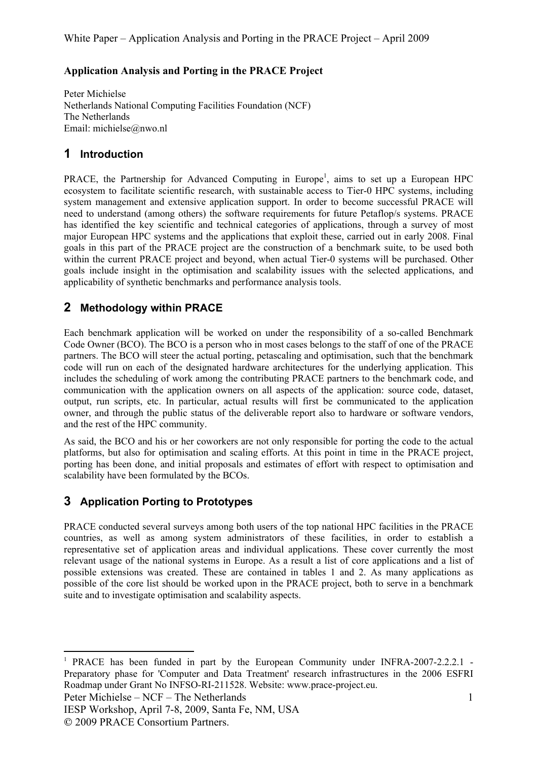**Application Analysis and Porting in the PRACE Project**

Peter Michielse
Netherlands National Computing Facilities Foundation (NCF)
The Netherlands
Email: michielse@nwo.nl

# 1 Introduction

PRACE, the Partnership for Advanced Computing in Europe[1], aims to set up a European HPC ecosystem to facilitate scientific research, with sustainable access to Tier-0 HPC systems, including system management and extensive application support. In order to become successful PRACE will need to understand (among others) the software requirements for future Petaflop/s systems. PRACE has identified the key scientific and technical categories of applications, through a survey of most major European HPC systems and the applications that exploit these, carried out in early 2008. Final goals in this part of the PRACE project are the construction of a benchmark suite, to be used both within the current PRACE project and beyond, when actual Tier-0 systems will be purchased. Other goals include insight in the optimisation and scalability issues with the selected applications, and applicability of synthetic benchmarks and performance analysis tools.

# 2 Methodology within PRACE

Each benchmark application will be worked on under the responsibility of a so-called Benchmark Code Owner (BCO). The BCO is a person who in most cases belongs to the staff of one of the PRACE partners. The BCO will steer the actual porting, petascaling and optimisation, such that the benchmark code will run on each of the designated hardware architectures for the underlying application. This includes the scheduling of work among the contributing PRACE partners to the benchmark code, and communication with the application owners on all aspects of the application: source code, dataset, output, run scripts, etc. In particular, actual results will first be communicated to the application owner, and through the public status of the deliverable report also to hardware or software vendors, and the rest of the HPC community.

As said, the BCO and his or her coworkers are not only responsible for porting the code to the actual platforms, but also for optimisation and scaling efforts. At this point in time in the PRACE project, porting has been done, and initial proposals and estimates of effort with respect to optimisation and scalability have been formulated by the BCOs.

# 3 Application Porting to Prototypes

PRACE conducted several surveys among both users of the top national HPC facilities in the PRACE countries, as well as among system administrators of these facilities, in order to establish a representative set of application areas and individual applications. These cover currently the most relevant usage of the national systems in Europe. As a result a list of core applications and a list of possible extensions was created. These are contained in tables 1 and 2. As many applications as possible of the core list should be worked upon in the PRACE project, both to serve in a benchmark suite and to investigate optimisation and scalability aspects.

---

[1] PRACE has been funded in part by the European Community under INFRA-2007-2.2.2.1 - Preparatory phase for 'Computer and Data Treatment' research infrastructures in the 2006 ESFRI Roadmap under Grant No INFSO-RI-211528. Website: www.prace-project.eu.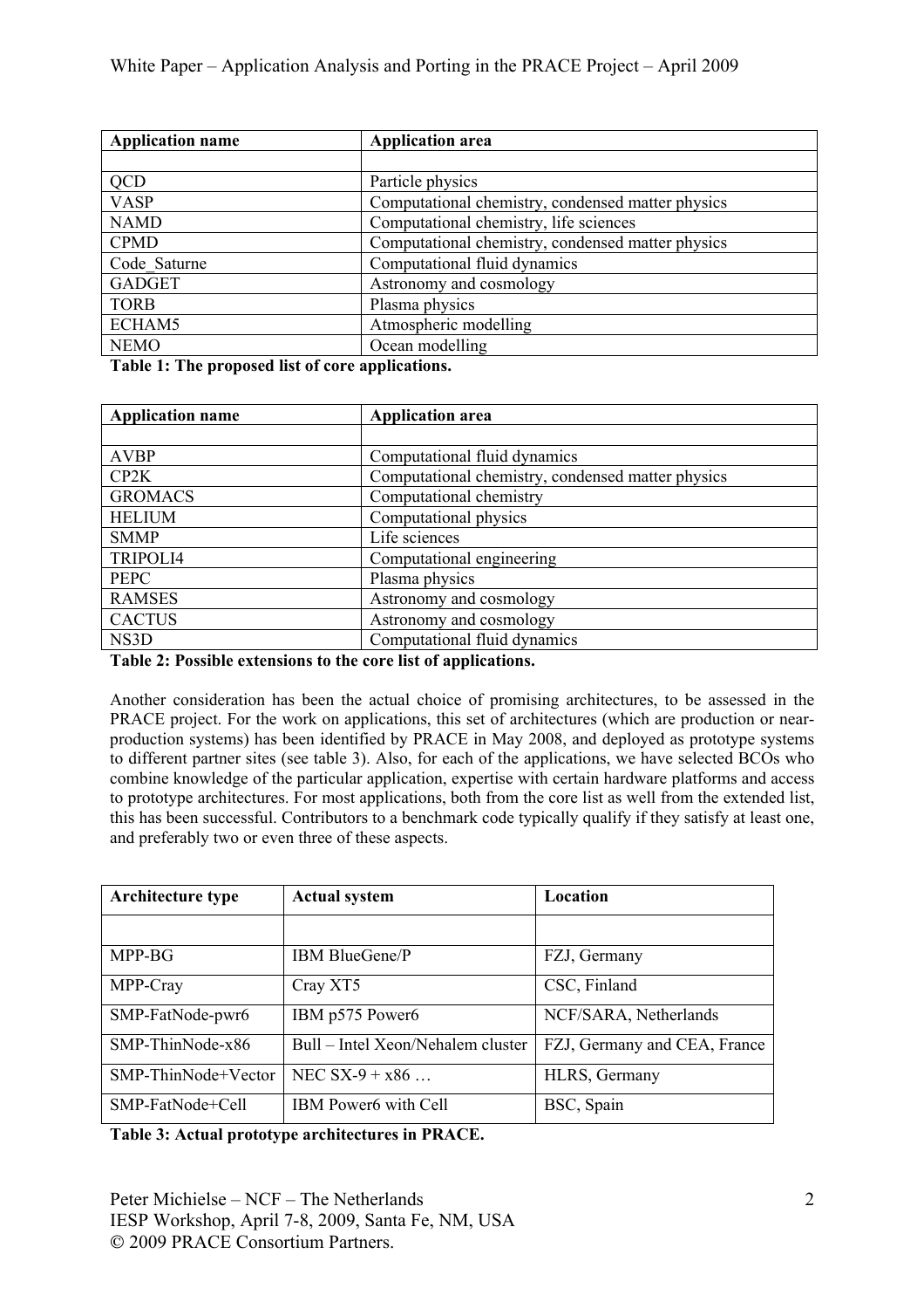| Application name | Application area |
| --- | --- |
| | |
| QCD | Particle physics |
| VASP | Computational chemistry, condensed matter physics |
| NAMD | Computational chemistry, life sciences |
| CPMD | Computational chemistry, condensed matter physics |
| Code_Saturne | Computational fluid dynamics |
| GADGET | Astronomy and cosmology |
| TORB | Plasma physics |
| ECHAM5 | Atmospheric modelling |
| NEMO | Ocean modelling |

**Table 1: The proposed list of core applications.**

| Application name | Application area |
| --- | --- |
| | |
| AVBP | Computational fluid dynamics |
| CP2K | Computational chemistry, condensed matter physics |
| GROMACS | Computational chemistry |
| HELIUM | Computational physics |
| SMMP | Life sciences |
| TRIPOLI4 | Computational engineering |
| PEPC | Plasma physics |
| RAMSES | Astronomy and cosmology |
| CACTUS | Astronomy and cosmology |
| NS3D | Computational fluid dynamics |

**Table 2: Possible extensions to the core list of applications.**

Another consideration has been the actual choice of promising architectures, to be assessed in the PRACE project. For the work on applications, this set of architectures (which are production or near-production systems) has been identified by PRACE in May 2008, and deployed as prototype systems to different partner sites (see table 3). Also, for each of the applications, we have selected BCOs who combine knowledge of the particular application, expertise with certain hardware platforms and access to prototype architectures. For most applications, both from the core list as well from the extended list, this has been successful. Contributors to a benchmark code typically qualify if they satisfy at least one, and preferably two or even three of these aspects.

| Architecture type | Actual system | Location |
| --- | --- | --- |
| | | |
| MPP-BG | IBM BlueGene/P | FZJ, Germany |
| MPP-Cray | Cray XT5 | CSC, Finland |
| SMP-FatNode-pwr6 | IBM p575 Power6 | NCF/SARA, Netherlands |
| SMP-ThinNode-x86 | Bull – Intel Xeon/Nehalem cluster | FZJ, Germany and CEA, France |
| SMP-ThinNode+Vector | NEC SX-9 + x86 … | HLRS, Germany |
| SMP-FatNode+Cell | IBM Power6 with Cell | BSC, Spain |

**Table 3: Actual prototype architectures in PRACE.**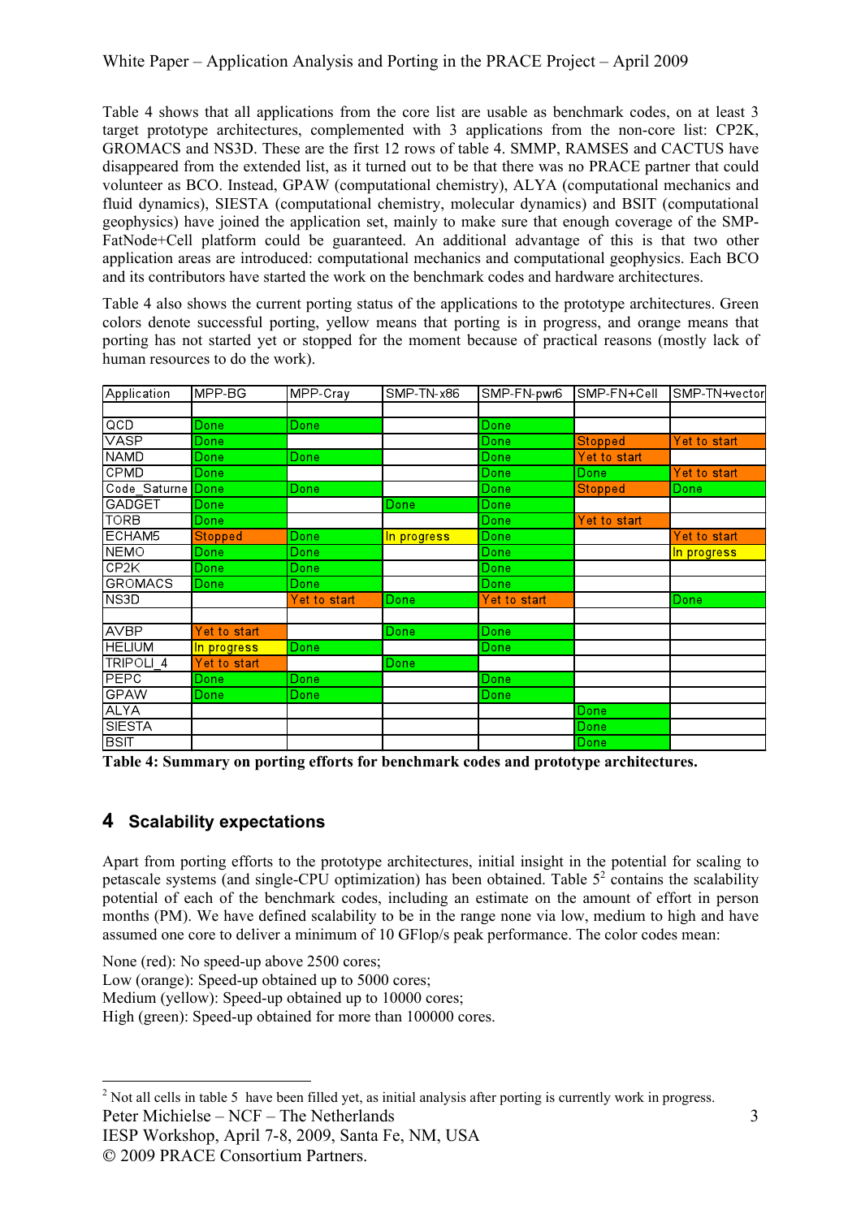Table 4 shows that all applications from the core list are usable as benchmark codes, on at least 3 target prototype architectures, complemented with 3 applications from the non-core list: CP2K, GROMACS and NS3D. These are the first 12 rows of table 4. SMMP, RAMSES and CACTUS have disappeared from the extended list, as it turned out to be that there was no PRACE partner that could volunteer as BCO. Instead, GPAW (computational chemistry), ALYA (computational mechanics and fluid dynamics), SIESTA (computational chemistry, molecular dynamics) and BSIT (computational geophysics) have joined the application set, mainly to make sure that enough coverage of the SMP-FatNode+Cell platform could be guaranteed. An additional advantage of this is that two other application areas are introduced: computational mechanics and computational geophysics. Each BCO and its contributors have started the work on the benchmark codes and hardware architectures.

Table 4 also shows the current porting status of the applications to the prototype architectures. Green colors denote successful porting, yellow means that porting is in progress, and orange means that porting has not started yet or stopped for the moment because of practical reasons (mostly lack of human resources to do the work).

| Application | MPP-BG | MPP-Cray | SMP-TN-x86 | SMP-FN-pwr6 | SMP-FN+Cell | SMP-TN+vector |
|---|---|---|---|---|---|---|
| | | | | | | |
| QCD | Done | Done | | Done | | |
| VASP | Done | | | Done | Stopped | Yet to start |
| NAMD | Done | Done | | Done | Yet to start | |
| CPMD | Done | | | Done | Done | Yet to start |
| Code_Saturne | Done | Done | | Done | Stopped | Done |
| GADGET | Done | | Done | Done | | |
| TORB | Done | | | Done | Yet to start | |
| ECHAM5 | Stopped | Done | In progress | Done | | Yet to start |
| NEMO | Done | Done | | Done | | In progress |
| CP2K | Done | Done | | Done | | |
| GROMACS | Done | Done | | Done | | |
| NS3D | | Yet to start | Done | Yet to start | | Done |
| | | | | | | |
| AVBP | Yet to start | | Done | Done | | |
| HELIUM | In progress | Done | | Done | | |
| TRIPOLI_4 | Yet to start | | Done | | | |
| PEPC | Done | Done | | Done | | |
| GPAW | Done | Done | | Done | | |
| ALYA | | | | | Done | |
| SIESTA | | | | | Done | |
| BSIT | | | | | Done | |

**Table 4: Summary on porting efforts for benchmark codes and prototype architectures.**

## 4 Scalability expectations

Apart from porting efforts to the prototype architectures, initial insight in the potential for scaling to petascale systems (and single-CPU optimization) has been obtained. Table 5[2] contains the scalability potential of each of the benchmark codes, including an estimate on the amount of effort in person months (PM). We have defined scalability to be in the range none via low, medium to high and have assumed one core to deliver a minimum of 10 GFlop/s peak performance. The color codes mean:

None (red): No speed-up above 2500 cores;
Low (orange): Speed-up obtained up to 5000 cores;
Medium (yellow): Speed-up obtained up to 10000 cores;
High (green): Speed-up obtained for more than 100000 cores.

[2] Not all cells in table 5 have been filled yet, as initial analysis after porting is currently work in progress.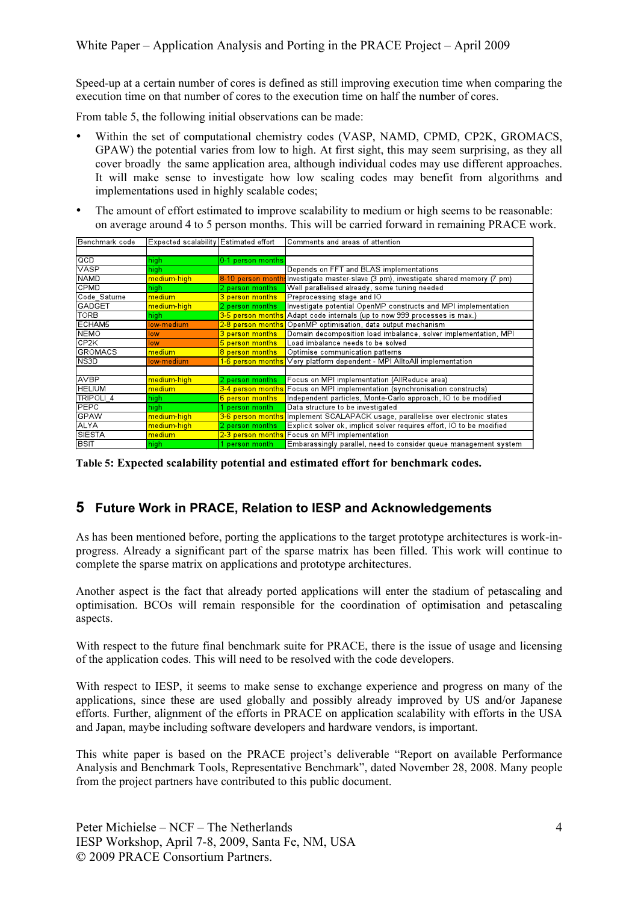Speed-up at a certain number of cores is defined as still improving execution time when comparing the execution time on that number of cores to the execution time on half the number of cores.

From table 5, the following initial observations can be made:

- Within the set of computational chemistry codes (VASP, NAMD, CPMD, CP2K, GROMACS, GPAW) the potential varies from low to high. At first sight, this may seem surprising, as they all cover broadly the same application area, although individual codes may use different approaches. It will make sense to investigate how low scaling codes may benefit from algorithms and implementations used in highly scalable codes;
- The amount of effort estimated to improve scalability to medium or high seems to be reasonable: on average around 4 to 5 person months. This will be carried forward in remaining PRACE work.

| Benchmark code | Expected scalability | Estimated effort | Comments and areas of attention |
|---|---|---|---|
| | | | |
| QCD | high | 0-1 person months | |
| VASP | high | | Depends on FFT and BLAS implementations |
| NAMD | medium-high | 8-10 person months | Investigate master-slave (3 pm), investigate shared memory (7 pm) |
| CPMD | high | 2 person months | Well parallelised already, some tuning needed |
| Code_Saturne | medium | 3 person months | Preprocessing stage and IO |
| GADGET | medium-high | 2 person months | Investigate potential OpenMP constructs and MPI implementation |
| TORB | high | 3-5 person months | Adapt code internals (up to now 999 processes is max.) |
| ECHAM5 | low-medium | 2-8 person months | OpenMP optimisation, data output mechanism |
| NEMO | low | 3 person months | Domain decomposition load imbalance, solver implementation, MPI |
| CP2K | low | 5 person months | Load imbalance needs to be solved |
| GROMACS | medium | 8 person months | Optimise communication patterns |
| NS3D | low-medium | 1-6 person months | Very platform dependent - MPI AlltoAll implementation |
| | | | |
| AVBP | medium-high | 2 person months | Focus on MPI implementation (AllReduce area) |
| HELIUM | medium | 3-4 person months | Focus on MPI implementation (synchronisation constructs) |
| TRIPOLI_4 | high | 6 person months | Independent particles, Monte-Carlo approach, IO to be modified |
| PEPC | high | 1 person month | Data structure to be investigated |
| GPAW | medium-high | 3-6 person months | Implement SCALAPACK usage, parallelise over electronic states |
| ALYA | medium-high | 2 person months | Explicit solver ok, implicit solver requires effort, IO to be modified |
| SIESTA | medium | 2-3 person months | Focus on MPI implementation |
| BSIT | high | 1 person month | Embarassingly parallel, need to consider queue management system |

**Table 5: Expected scalability potential and estimated effort for benchmark codes.**

## 5 Future Work in PRACE, Relation to IESP and Acknowledgements

As has been mentioned before, porting the applications to the target prototype architectures is work-in-progress. Already a significant part of the sparse matrix has been filled. This work will continue to complete the sparse matrix on applications and prototype architectures.

Another aspect is the fact that already ported applications will enter the stadium of petascaling and optimisation. BCOs will remain responsible for the coordination of optimisation and petascaling aspects.

With respect to the future final benchmark suite for PRACE, there is the issue of usage and licensing of the application codes. This will need to be resolved with the code developers.

With respect to IESP, it seems to make sense to exchange experience and progress on many of the applications, since these are used globally and possibly already improved by US and/or Japanese efforts. Further, alignment of the efforts in PRACE on application scalability with efforts in the USA and Japan, maybe including software developers and hardware vendors, is important.

This white paper is based on the PRACE project's deliverable "Report on available Performance Analysis and Benchmark Tools, Representative Benchmark", dated November 28, 2008. Many people from the project partners have contributed to this public document.

Peter Michielse – NCF – The Netherlands
IESP Workshop, April 7-8, 2009, Santa Fe, NM, USA
© 2009 PRACE Consortium Partners.